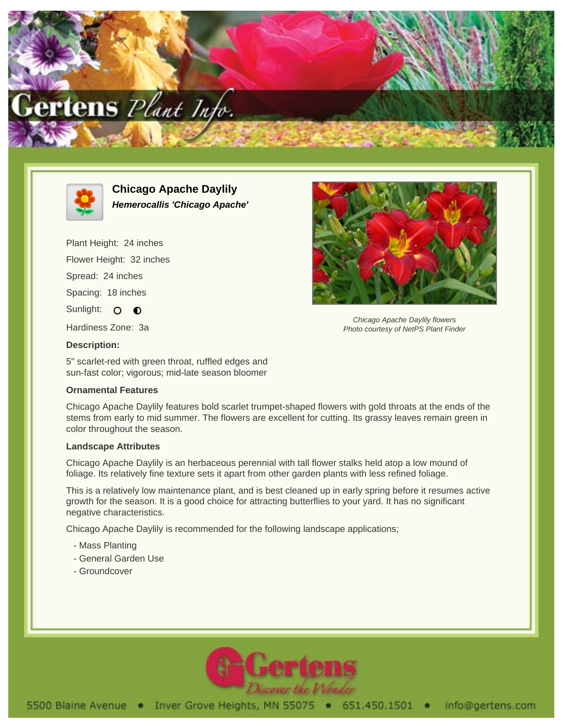# Chicago Apache Daylily

***Hemerocallis 'Chicago Apache'***

Plant Height: 24 inches

Flower Height: 32 inches

Spread: 24 inches

Spacing: 18 inches

Sunlight: ○ ◐

Hardiness Zone: 3a

**Description:**

5" scarlet-red with green throat, ruffled edges and sun-fast color; vigorous; mid-late season bloomer

*Chicago Apache Daylily flowers*
*Photo courtesy of NetPS Plant Finder*

### Ornamental Features

Chicago Apache Daylily features bold scarlet trumpet-shaped flowers with gold throats at the ends of the stems from early to mid summer. The flowers are excellent for cutting. Its grassy leaves remain green in color throughout the season.

### Landscape Attributes

Chicago Apache Daylily is an herbaceous perennial with tall flower stalks held atop a low mound of foliage. Its relatively fine texture sets it apart from other garden plants with less refined foliage.

This is a relatively low maintenance plant, and is best cleaned up in early spring before it resumes active growth for the season. It is a good choice for attracting butterflies to your yard. It has no significant negative characteristics.

Chicago Apache Daylily is recommended for the following landscape applications;

- Mass Planting
- General Garden Use
- Groundcover

5500 Blaine Avenue • Inver Grove Heights, MN 55075 • 651.450.1501 • info@gertens.com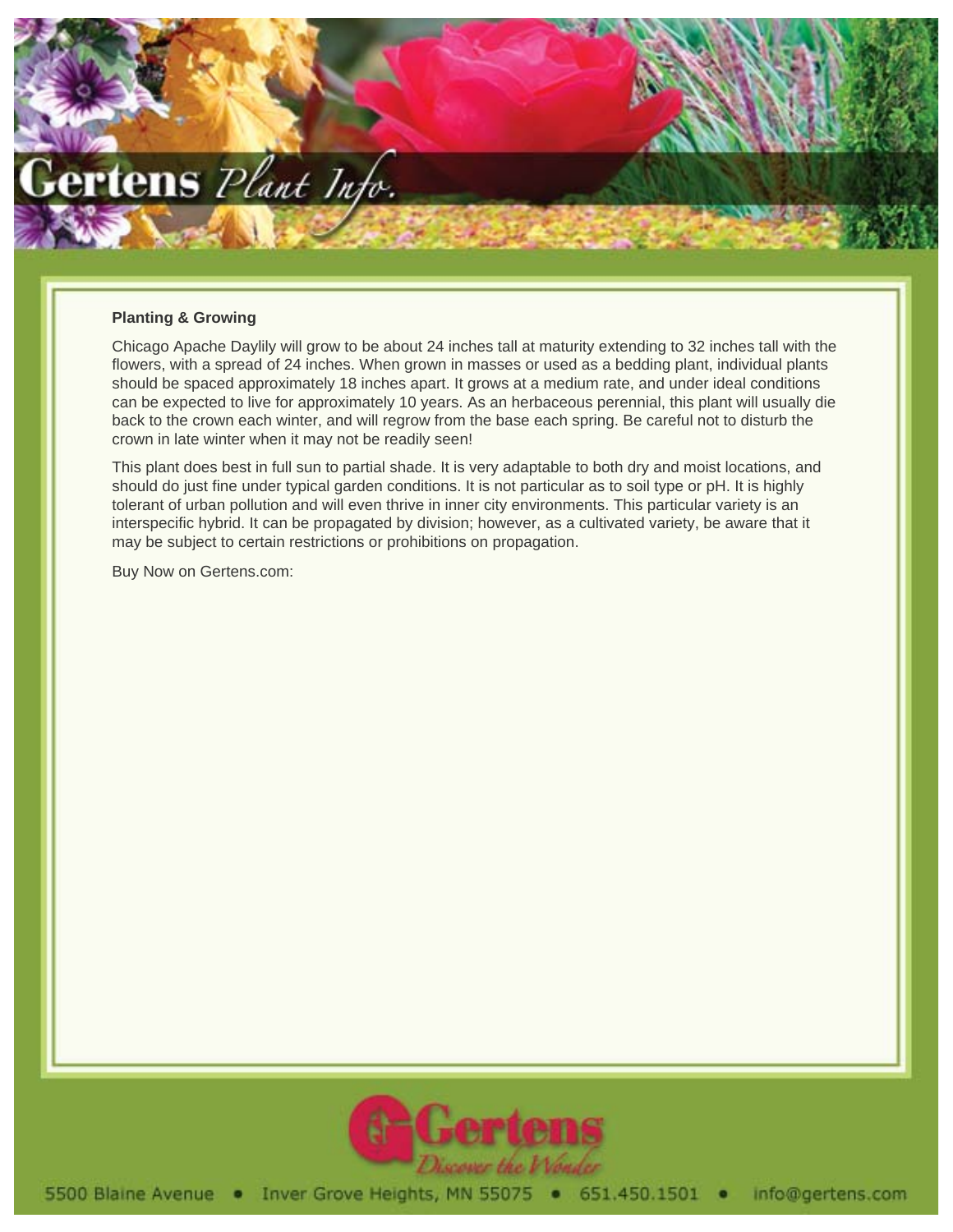## Planting & Growing

Chicago Apache Daylily will grow to be about 24 inches tall at maturity extending to 32 inches tall with the flowers, with a spread of 24 inches. When grown in masses or used as a bedding plant, individual plants should be spaced approximately 18 inches apart. It grows at a medium rate, and under ideal conditions can be expected to live for approximately 10 years. As an herbaceous perennial, this plant will usually die back to the crown each winter, and will regrow from the base each spring. Be careful not to disturb the crown in late winter when it may not be readily seen!

This plant does best in full sun to partial shade. It is very adaptable to both dry and moist locations, and should do just fine under typical garden conditions. It is not particular as to soil type or pH. It is highly tolerant of urban pollution and will even thrive in inner city environments. This particular variety is an interspecific hybrid. It can be propagated by division; however, as a cultivated variety, be aware that it may be subject to certain restrictions or prohibitions on propagation.

Buy Now on Gertens.com: